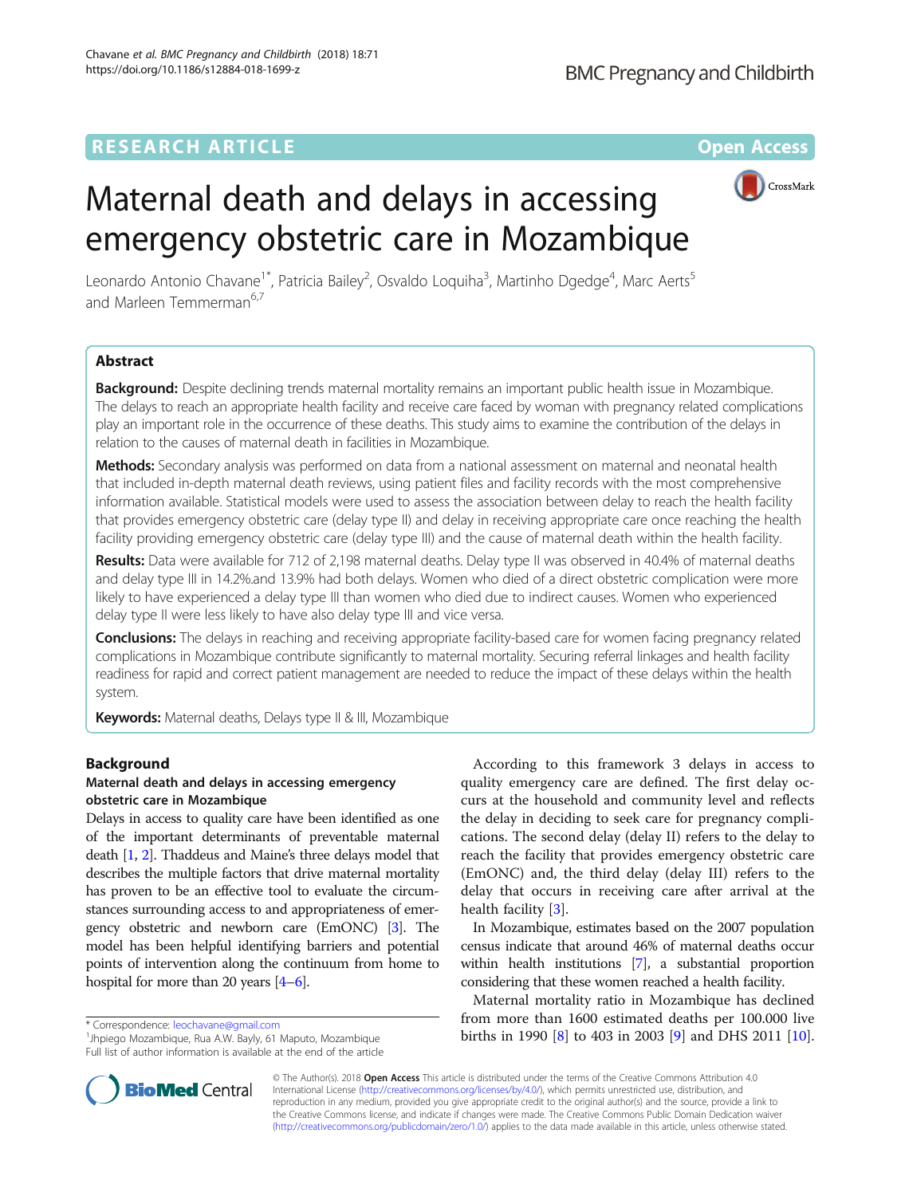RESEARCH ARTICLE

Open Access

# Maternal death and delays in accessing emergency obstetric care in Mozambique

Leonardo Antonio Chavane[1*], Patricia Bailey[2], Osvaldo Loquiha[3], Martinho Dgedge[4], Marc Aerts[5] and Marleen Temmerman[6,7]

## Abstract

**Background:** Despite declining trends maternal mortality remains an important public health issue in Mozambique. The delays to reach an appropriate health facility and receive care faced by woman with pregnancy related complications play an important role in the occurrence of these deaths. This study aims to examine the contribution of the delays in relation to the causes of maternal death in facilities in Mozambique.

**Methods:** Secondary analysis was performed on data from a national assessment on maternal and neonatal health that included in-depth maternal death reviews, using patient files and facility records with the most comprehensive information available. Statistical models were used to assess the association between delay to reach the health facility that provides emergency obstetric care (delay type II) and delay in receiving appropriate care once reaching the health facility providing emergency obstetric care (delay type III) and the cause of maternal death within the health facility.

**Results:** Data were available for 712 of 2,198 maternal deaths. Delay type II was observed in 40.4% of maternal deaths and delay type III in 14.2%.and 13.9% had both delays. Women who died of a direct obstetric complication were more likely to have experienced a delay type III than women who died due to indirect causes. Women who experienced delay type II were less likely to have also delay type III and vice versa.

**Conclusions:** The delays in reaching and receiving appropriate facility-based care for women facing pregnancy related complications in Mozambique contribute significantly to maternal mortality. Securing referral linkages and health facility readiness for rapid and correct patient management are needed to reduce the impact of these delays within the health system.

**Keywords:** Maternal deaths, Delays type II & III, Mozambique

## Background

### Maternal death and delays in accessing emergency obstetric care in Mozambique

Delays in access to quality care have been identified as one of the important determinants of preventable maternal death [1, 2]. Thaddeus and Maine's three delays model that describes the multiple factors that drive maternal mortality has proven to be an effective tool to evaluate the circumstances surrounding access to and appropriateness of emergency obstetric and newborn care (EmONC) [3]. The model has been helpful identifying barriers and potential points of intervention along the continuum from home to hospital for more than 20 years [4–6].

According to this framework 3 delays in access to quality emergency care are defined. The first delay occurs at the household and community level and reflects the delay in deciding to seek care for pregnancy complications. The second delay (delay II) refers to the delay to reach the facility that provides emergency obstetric care (EmONC) and, the third delay (delay III) refers to the delay that occurs in receiving care after arrival at the health facility [3].

In Mozambique, estimates based on the 2007 population census indicate that around 46% of maternal deaths occur within health institutions [7], a substantial proportion considering that these women reached a health facility.

Maternal mortality ratio in Mozambique has declined from more than 1600 estimated deaths per 100.000 live births in 1990 [8] to 403 in 2003 [9] and DHS 2011 [10].

\* Correspondence: leochavane@gmail.com
[1]Jhpiego Mozambique, Rua A.W. Bayly, 61 Maputo, Mozambique
Full list of author information is available at the end of the article

© The Author(s). 2018 **Open Access** This article is distributed under the terms of the Creative Commons Attribution 4.0 International License (http://creativecommons.org/licenses/by/4.0/), which permits unrestricted use, distribution, and reproduction in any medium, provided you give appropriate credit to the original author(s) and the source, provide a link to the Creative Commons license, and indicate if changes were made. The Creative Commons Public Domain Dedication waiver (http://creativecommons.org/publicdomain/zero/1.0/) applies to the data made available in this article, unless otherwise stated.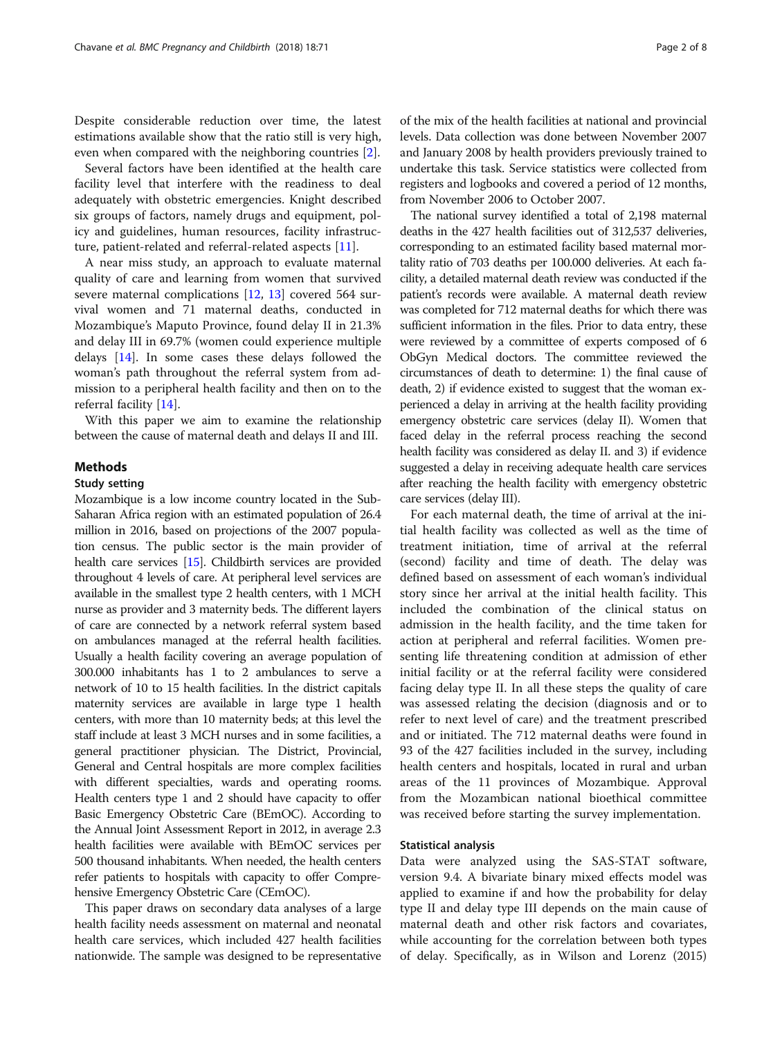Despite considerable reduction over time, the latest estimations available show that the ratio still is very high, even when compared with the neighboring countries [2].

Several factors have been identified at the health care facility level that interfere with the readiness to deal adequately with obstetric emergencies. Knight described six groups of factors, namely drugs and equipment, policy and guidelines, human resources, facility infrastructure, patient-related and referral-related aspects [11].

A near miss study, an approach to evaluate maternal quality of care and learning from women that survived severe maternal complications [12, 13] covered 564 survival women and 71 maternal deaths, conducted in Mozambique's Maputo Province, found delay II in 21.3% and delay III in 69.7% (women could experience multiple delays [14]. In some cases these delays followed the woman's path throughout the referral system from admission to a peripheral health facility and then on to the referral facility [14].

With this paper we aim to examine the relationship between the cause of maternal death and delays II and III.

## Methods

### Study setting

Mozambique is a low income country located in the Sub-Saharan Africa region with an estimated population of 26.4 million in 2016, based on projections of the 2007 population census. The public sector is the main provider of health care services [15]. Childbirth services are provided throughout 4 levels of care. At peripheral level services are available in the smallest type 2 health centers, with 1 MCH nurse as provider and 3 maternity beds. The different layers of care are connected by a network referral system based on ambulances managed at the referral health facilities. Usually a health facility covering an average population of 300.000 inhabitants has 1 to 2 ambulances to serve a network of 10 to 15 health facilities. In the district capitals maternity services are available in large type 1 health centers, with more than 10 maternity beds; at this level the staff include at least 3 MCH nurses and in some facilities, a general practitioner physician. The District, Provincial, General and Central hospitals are more complex facilities with different specialties, wards and operating rooms. Health centers type 1 and 2 should have capacity to offer Basic Emergency Obstetric Care (BEmOC). According to the Annual Joint Assessment Report in 2012, in average 2.3 health facilities were available with BEmOC services per 500 thousand inhabitants. When needed, the health centers refer patients to hospitals with capacity to offer Comprehensive Emergency Obstetric Care (CEmOC).

This paper draws on secondary data analyses of a large health facility needs assessment on maternal and neonatal health care services, which included 427 health facilities nationwide. The sample was designed to be representative of the mix of the health facilities at national and provincial levels. Data collection was done between November 2007 and January 2008 by health providers previously trained to undertake this task. Service statistics were collected from registers and logbooks and covered a period of 12 months, from November 2006 to October 2007.

The national survey identified a total of 2,198 maternal deaths in the 427 health facilities out of 312,537 deliveries, corresponding to an estimated facility based maternal mortality ratio of 703 deaths per 100.000 deliveries. At each facility, a detailed maternal death review was conducted if the patient's records were available. A maternal death review was completed for 712 maternal deaths for which there was sufficient information in the files. Prior to data entry, these were reviewed by a committee of experts composed of 6 ObGyn Medical doctors. The committee reviewed the circumstances of death to determine: 1) the final cause of death, 2) if evidence existed to suggest that the woman experienced a delay in arriving at the health facility providing emergency obstetric care services (delay II). Women that faced delay in the referral process reaching the second health facility was considered as delay II. and 3) if evidence suggested a delay in receiving adequate health care services after reaching the health facility with emergency obstetric care services (delay III).

For each maternal death, the time of arrival at the initial health facility was collected as well as the time of treatment initiation, time of arrival at the referral (second) facility and time of death. The delay was defined based on assessment of each woman's individual story since her arrival at the initial health facility. This included the combination of the clinical status on admission in the health facility, and the time taken for action at peripheral and referral facilities. Women presenting life threatening condition at admission of ether initial facility or at the referral facility were considered facing delay type II. In all these steps the quality of care was assessed relating the decision (diagnosis and or to refer to next level of care) and the treatment prescribed and or initiated. The 712 maternal deaths were found in 93 of the 427 facilities included in the survey, including health centers and hospitals, located in rural and urban areas of the 11 provinces of Mozambique. Approval from the Mozambican national bioethical committee was received before starting the survey implementation.

### Statistical analysis

Data were analyzed using the SAS-STAT software, version 9.4. A bivariate binary mixed effects model was applied to examine if and how the probability for delay type II and delay type III depends on the main cause of maternal death and other risk factors and covariates, while accounting for the correlation between both types of delay. Specifically, as in Wilson and Lorenz (2015)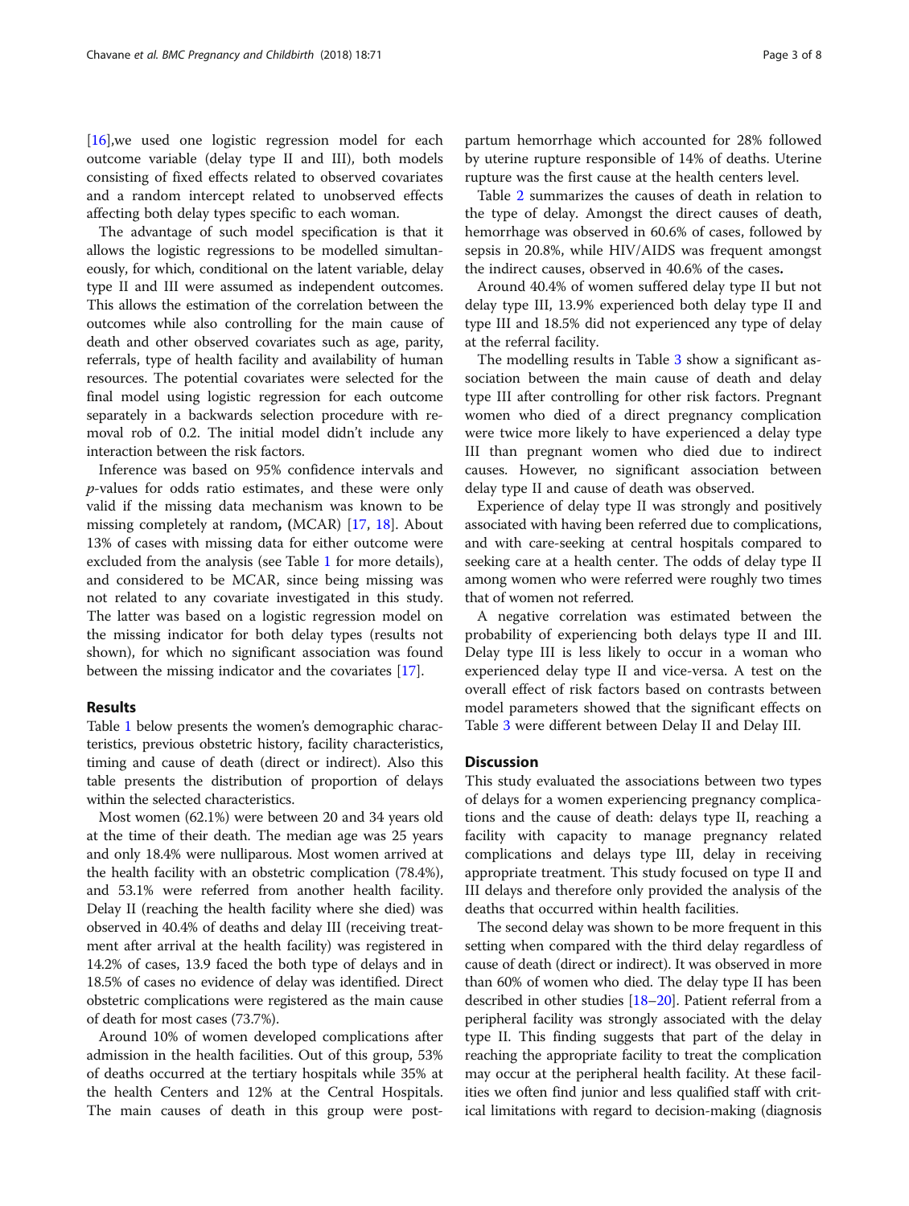[16],we used one logistic regression model for each outcome variable (delay type II and III), both models consisting of fixed effects related to observed covariates and a random intercept related to unobserved effects affecting both delay types specific to each woman.

The advantage of such model specification is that it allows the logistic regressions to be modelled simultaneously, for which, conditional on the latent variable, delay type II and III were assumed as independent outcomes. This allows the estimation of the correlation between the outcomes while also controlling for the main cause of death and other observed covariates such as age, parity, referrals, type of health facility and availability of human resources. The potential covariates were selected for the final model using logistic regression for each outcome separately in a backwards selection procedure with removal rob of 0.2. The initial model didn't include any interaction between the risk factors.

Inference was based on 95% confidence intervals and *p*-values for odds ratio estimates, and these were only valid if the missing data mechanism was known to be missing completely at random, **(**MCAR) [17, 18]. About 13% of cases with missing data for either outcome were excluded from the analysis (see Table 1 for more details), and considered to be MCAR, since being missing was not related to any covariate investigated in this study. The latter was based on a logistic regression model on the missing indicator for both delay types (results not shown), for which no significant association was found between the missing indicator and the covariates [17].

## Results

Table 1 below presents the women's demographic characteristics, previous obstetric history, facility characteristics, timing and cause of death (direct or indirect). Also this table presents the distribution of proportion of delays within the selected characteristics.

Most women (62.1%) were between 20 and 34 years old at the time of their death. The median age was 25 years and only 18.4% were nulliparous. Most women arrived at the health facility with an obstetric complication (78.4%), and 53.1% were referred from another health facility. Delay II (reaching the health facility where she died) was observed in 40.4% of deaths and delay III (receiving treatment after arrival at the health facility) was registered in 14.2% of cases, 13.9 faced the both type of delays and in 18.5% of cases no evidence of delay was identified. Direct obstetric complications were registered as the main cause of death for most cases (73.7%).

Around 10% of women developed complications after admission in the health facilities. Out of this group, 53% of deaths occurred at the tertiary hospitals while 35% at the health Centers and 12% at the Central Hospitals. The main causes of death in this group were postpartum hemorrhage which accounted for 28% followed by uterine rupture responsible of 14% of deaths. Uterine rupture was the first cause at the health centers level.

Table 2 summarizes the causes of death in relation to the type of delay. Amongst the direct causes of death, hemorrhage was observed in 60.6% of cases, followed by sepsis in 20.8%, while HIV/AIDS was frequent amongst the indirect causes, observed in 40.6% of the cases**.**

Around 40.4% of women suffered delay type II but not delay type III, 13.9% experienced both delay type II and type III and 18.5% did not experienced any type of delay at the referral facility.

The modelling results in Table 3 show a significant association between the main cause of death and delay type III after controlling for other risk factors. Pregnant women who died of a direct pregnancy complication were twice more likely to have experienced a delay type III than pregnant women who died due to indirect causes. However, no significant association between delay type II and cause of death was observed.

Experience of delay type II was strongly and positively associated with having been referred due to complications, and with care-seeking at central hospitals compared to seeking care at a health center. The odds of delay type II among women who were referred were roughly two times that of women not referred.

A negative correlation was estimated between the probability of experiencing both delays type II and III. Delay type III is less likely to occur in a woman who experienced delay type II and vice-versa. A test on the overall effect of risk factors based on contrasts between model parameters showed that the significant effects on Table 3 were different between Delay II and Delay III.

## Discussion

This study evaluated the associations between two types of delays for a women experiencing pregnancy complications and the cause of death: delays type II, reaching a facility with capacity to manage pregnancy related complications and delays type III, delay in receiving appropriate treatment. This study focused on type II and III delays and therefore only provided the analysis of the deaths that occurred within health facilities.

The second delay was shown to be more frequent in this setting when compared with the third delay regardless of cause of death (direct or indirect). It was observed in more than 60% of women who died. The delay type II has been described in other studies [18–20]. Patient referral from a peripheral facility was strongly associated with the delay type II. This finding suggests that part of the delay in reaching the appropriate facility to treat the complication may occur at the peripheral health facility. At these facilities we often find junior and less qualified staff with critical limitations with regard to decision-making (diagnosis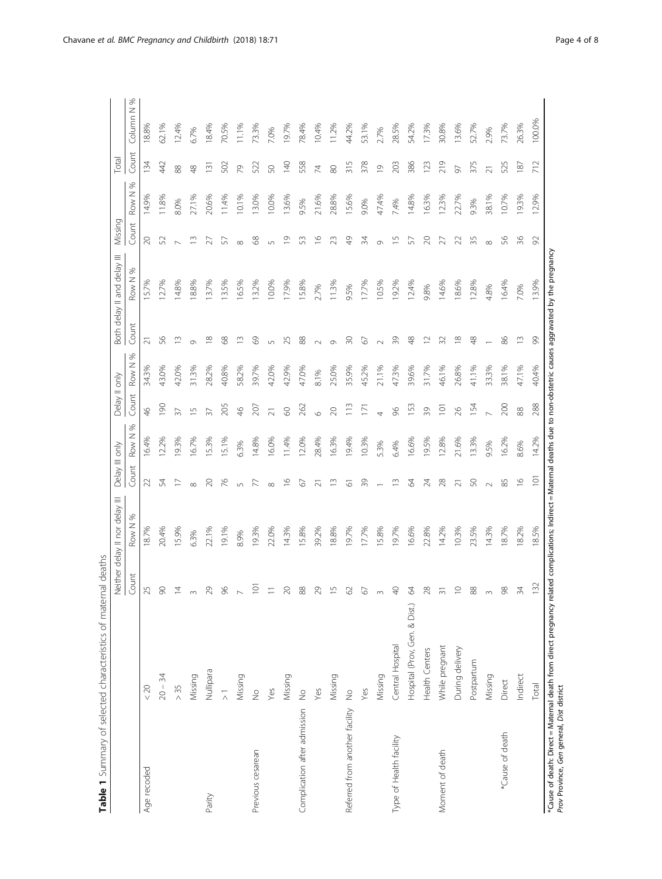**Table 1** Summary of selected characteristics of maternal deaths

| | | Neither delay II nor delay III | | Delay III only | | Delay II only | | Both delay II and delay III | | Missing | | Total | |
|---|---|---|---|---|---|---|---|---|---|---|---|---|---|
| | | Count | Row N % | Count | Row N % | Count | Row N % | Count | Row N % | Count | Row N % | Count | Column N % |
| Age recoded | < 20 | 25 | 18.7% | 22 | 16.4% | 46 | 34.3% | 21 | 15.7% | 20 | 14.9% | 134 | 18.8% |
| | 20 – 34 | 90 | 20.4% | 54 | 12.2% | 190 | 43.0% | 56 | 12.7% | 52 | 11.8% | 442 | 62.1% |
| | > 35 | 14 | 15.9% | 17 | 19.3% | 37 | 42.0% | 13 | 14.8% | 7 | 8.0% | 88 | 12.4% |
| | Missing | 3 | 6.3% | 8 | 16.7% | 15 | 31.3% | 9 | 18.8% | 13 | 27.1% | 48 | 6.7% |
| Parity | Nullipara | 29 | 22.1% | 20 | 15.3% | 37 | 28.2% | 18 | 13.7% | 27 | 20.6% | 131 | 18.4% |
| | > 1 | 96 | 19.1% | 76 | 15.1% | 205 | 40.8% | 68 | 13.5% | 57 | 11.4% | 502 | 70.5% |
| | Missing | 7 | 8.9% | 5 | 6.3% | 46 | 58.2% | 13 | 16.5% | 8 | 10.1% | 79 | 11.1% |
| Previous cesarean | No | 101 | 19.3% | 77 | 14.8% | 207 | 39.7% | 69 | 13.2% | 68 | 13.0% | 522 | 73.3% |
| | Yes | 11 | 22.0% | 8 | 16.0% | 21 | 42.0% | 5 | 10.0% | 5 | 10.0% | 50 | 7.0% |
| | Missing | 20 | 14.3% | 16 | 11.4% | 60 | 42.9% | 25 | 17.9% | 19 | 13.6% | 140 | 19.7% |
| Complication after admission | No | 88 | 15.8% | 67 | 12.0% | 262 | 47.0% | 88 | 15.8% | 53 | 9.5% | 558 | 78.4% |
| | Yes | 29 | 39.2% | 21 | 28.4% | 6 | 8.1% | 2 | 2.7% | 16 | 21.6% | 74 | 10.4% |
| | Missing | 15 | 18.8% | 13 | 16.3% | 20 | 25.0% | 9 | 11.3% | 23 | 28.8% | 80 | 11.2% |
| Referred from another facility | No | 62 | 19.7% | 61 | 19.4% | 113 | 35.9% | 30 | 9.5% | 49 | 15.6% | 315 | 44.2% |
| | Yes | 67 | 17.7% | 39 | 10.3% | 171 | 45.2% | 67 | 17.7% | 34 | 9.0% | 378 | 53.1% |
| | Missing | 3 | 15.8% | 1 | 5.3% | 4 | 21.1% | 2 | 10.5% | 9 | 47.4% | 19 | 2.7% |
| Type of Health facility | Central Hospital | 40 | 19.7% | 13 | 6.4% | 96 | 47.3% | 39 | 19.2% | 15 | 7.4% | 203 | 28.5% |
| | Hospital (Prov, Gen. & Dist.) | 64 | 16.6% | 64 | 16.6% | 153 | 39.6% | 48 | 12.4% | 57 | 14.8% | 386 | 54.2% |
| | Health Centers | 28 | 22.8% | 24 | 19.5% | 39 | 31.7% | 12 | 9.8% | 20 | 16.3% | 123 | 17.3% |
| Moment of death | While pregnant | 31 | 14.2% | 28 | 12.8% | 101 | 46.1% | 32 | 14.6% | 27 | 12.3% | 219 | 30.8% |
| | During delivery | 10 | 10.3% | 21 | 21.6% | 26 | 26.8% | 18 | 18.6% | 22 | 22.7% | 97 | 13.6% |
| | Postpartum | 88 | 23.5% | 50 | 13.3% | 154 | 41.1% | 48 | 12.8% | 35 | 9.3% | 375 | 52.7% |
| | Missing | 3 | 14.3% | 2 | 9.5% | 7 | 33.3% | 1 | 4.8% | 8 | 38.1% | 21 | 2.9% |
| *Cause of death | Direct | 98 | 18.7% | 85 | 16.2% | 200 | 38.1% | 86 | 16.4% | 56 | 10.7% | 525 | 73.7% |
| | Indirect | 34 | 18.2% | 16 | 8.6% | 88 | 47.1% | 13 | 7.0% | 36 | 19.3% | 187 | 26.3% |
| | Total | 132 | 18.5% | 101 | 14.2% | 288 | 40.4% | 99 | 13.9% | 92 | 12.9% | 712 | 100.0% |

*Cause of death: Direct = Maternal death from direct pregnancy related complications; Indirect = Maternal deaths due to non-obstetric causes aggravated by the pregnancy
*Prov* Province, *Gen* general, *Dist* district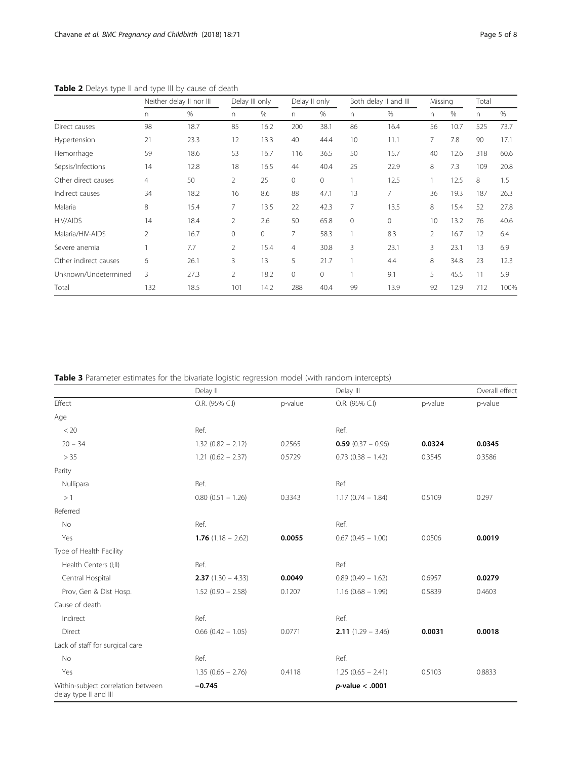**Table 2** Delays type II and type III by cause of death

| | Neither delay II nor III | | Delay III only | | Delay II only | | Both delay II and III | | Missing | | Total | |
|---|---|---|---|---|---|---|---|---|---|---|---|---|
| | n | % | n | % | n | % | n | % | n | % | n | % |
| Direct causes | 98 | 18.7 | 85 | 16.2 | 200 | 38.1 | 86 | 16.4 | 56 | 10.7 | 525 | 73.7 |
| Hypertension | 21 | 23.3 | 12 | 13.3 | 40 | 44.4 | 10 | 11.1 | 7 | 7.8 | 90 | 17.1 |
| Hemorrhage | 59 | 18.6 | 53 | 16.7 | 116 | 36.5 | 50 | 15.7 | 40 | 12.6 | 318 | 60.6 |
| Sepsis/Infections | 14 | 12.8 | 18 | 16.5 | 44 | 40.4 | 25 | 22.9 | 8 | 7.3 | 109 | 20.8 |
| Other direct causes | 4 | 50 | 2 | 25 | 0 | 0 | 1 | 12.5 | 1 | 12.5 | 8 | 1.5 |
| Indirect causes | 34 | 18.2 | 16 | 8.6 | 88 | 47.1 | 13 | 7 | 36 | 19.3 | 187 | 26.3 |
| Malaria | 8 | 15.4 | 7 | 13.5 | 22 | 42.3 | 7 | 13.5 | 8 | 15.4 | 52 | 27.8 |
| HIV/AIDS | 14 | 18.4 | 2 | 2.6 | 50 | 65.8 | 0 | 0 | 10 | 13.2 | 76 | 40.6 |
| Malaria/HIV-AIDS | 2 | 16.7 | 0 | 0 | 7 | 58.3 | 1 | 8.3 | 2 | 16.7 | 12 | 6.4 |
| Severe anemia | 1 | 7.7 | 2 | 15.4 | 4 | 30.8 | 3 | 23.1 | 3 | 23.1 | 13 | 6.9 |
| Other indirect causes | 6 | 26.1 | 3 | 13 | 5 | 21.7 | 1 | 4.4 | 8 | 34.8 | 23 | 12.3 |
| Unknown/Undetermined | 3 | 27.3 | 2 | 18.2 | 0 | 0 | 1 | 9.1 | 5 | 45.5 | 11 | 5.9 |
| Total | 132 | 18.5 | 101 | 14.2 | 288 | 40.4 | 99 | 13.9 | 92 | 12.9 | 712 | 100% |

**Table 3** Parameter estimates for the bivariate logistic regression model (with random intercepts)

| | Delay II | | Delay III | | Overall effect |
|---|---|---|---|---|---|
| Effect | O.R. (95% C.I) | p-value | O.R. (95% C.I) | p-value | p-value |
| Age | | | | | |
| < 20 | Ref. | | Ref. | | |
| 20 – 34 | 1.32 (0.82 – 2.12) | 0.2565 | **0.59** (0.37 – 0.96) | **0.0324** | **0.0345** |
| > 35 | 1.21 (0.62 – 2.37) | 0.5729 | 0.73 (0.38 – 1.42) | 0.3545 | 0.3586 |
| Parity | | | | | |
| Nullipara | Ref. | | Ref. | | |
| > 1 | 0.80 (0.51 – 1.26) | 0.3343 | 1.17 (0.74 – 1.84) | 0.5109 | 0.297 |
| Referred | | | | | |
| No | Ref. | | Ref. | | |
| Yes | **1.76** (1.18 – 2.62) | **0.0055** | 0.67 (0.45 – 1.00) | 0.0506 | **0.0019** |
| Type of Health Facility | | | | | |
| Health Centers (I;II) | Ref. | | Ref. | | |
| Central Hospital | **2.37** (1.30 – 4.33) | **0.0049** | 0.89 (0.49 – 1.62) | 0.6957 | **0.0279** |
| Prov, Gen & Dist Hosp. | 1.52 (0.90 – 2.58) | 0.1207 | 1.16 (0.68 – 1.99) | 0.5839 | 0.4603 |
| Cause of death | | | | | |
| Indirect | Ref. | | Ref. | | |
| Direct | 0.66 (0.42 – 1.05) | 0.0771 | **2.11** (1.29 – 3.46) | **0.0031** | **0.0018** |
| Lack of staff for surgical care | | | | | |
| No | Ref. | | Ref. | | |
| Yes | 1.35 (0.66 – 2.76) | 0.4118 | 1.25 (0.65 – 2.41) | 0.5103 | 0.8833 |
| Within-subject correlation between delay type II and III | **−0.745** | | ***p*-value < .0001** | | |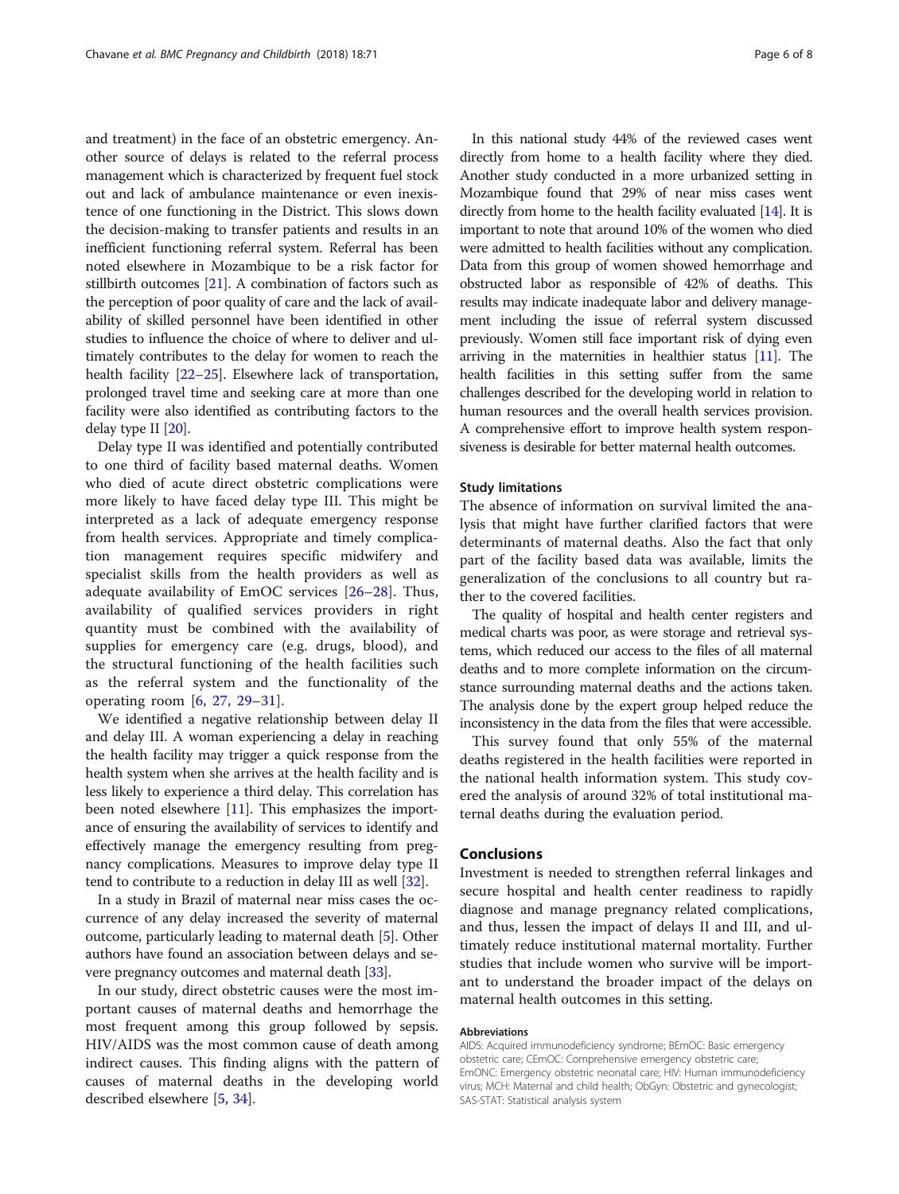and treatment) in the face of an obstetric emergency. Another source of delays is related to the referral process management which is characterized by frequent fuel stock out and lack of ambulance maintenance or even inexistence of one functioning in the District. This slows down the decision-making to transfer patients and results in an inefficient functioning referral system. Referral has been noted elsewhere in Mozambique to be a risk factor for stillbirth outcomes [21]. A combination of factors such as the perception of poor quality of care and the lack of availability of skilled personnel have been identified in other studies to influence the choice of where to deliver and ultimately contributes to the delay for women to reach the health facility [22–25]. Elsewhere lack of transportation, prolonged travel time and seeking care at more than one facility were also identified as contributing factors to the delay type II [20].

Delay type II was identified and potentially contributed to one third of facility based maternal deaths. Women who died of acute direct obstetric complications were more likely to have faced delay type III. This might be interpreted as a lack of adequate emergency response from health services. Appropriate and timely complication management requires specific midwifery and specialist skills from the health providers as well as adequate availability of EmOC services [26–28]. Thus, availability of qualified services providers in right quantity must be combined with the availability of supplies for emergency care (e.g. drugs, blood), and the structural functioning of the health facilities such as the referral system and the functionality of the operating room [6, 27, 29–31].

We identified a negative relationship between delay II and delay III. A woman experiencing a delay in reaching the health facility may trigger a quick response from the health system when she arrives at the health facility and is less likely to experience a third delay. This correlation has been noted elsewhere [11]. This emphasizes the importance of ensuring the availability of services to identify and effectively manage the emergency resulting from pregnancy complications. Measures to improve delay type II tend to contribute to a reduction in delay III as well [32].

In a study in Brazil of maternal near miss cases the occurrence of any delay increased the severity of maternal outcome, particularly leading to maternal death [5]. Other authors have found an association between delays and severe pregnancy outcomes and maternal death [33].

In our study, direct obstetric causes were the most important causes of maternal deaths and hemorrhage the most frequent among this group followed by sepsis. HIV/AIDS was the most common cause of death among indirect causes. This finding aligns with the pattern of causes of maternal deaths in the developing world described elsewhere [5, 34].

In this national study 44% of the reviewed cases went directly from home to a health facility where they died. Another study conducted in a more urbanized setting in Mozambique found that 29% of near miss cases went directly from home to the health facility evaluated [14]. It is important to note that around 10% of the women who died were admitted to health facilities without any complication. Data from this group of women showed hemorrhage and obstructed labor as responsible of 42% of deaths. This results may indicate inadequate labor and delivery management including the issue of referral system discussed previously. Women still face important risk of dying even arriving in the maternities in healthier status [11]. The health facilities in this setting suffer from the same challenges described for the developing world in relation to human resources and the overall health services provision. A comprehensive effort to improve health system responsiveness is desirable for better maternal health outcomes.

### Study limitations

The absence of information on survival limited the analysis that might have further clarified factors that were determinants of maternal deaths. Also the fact that only part of the facility based data was available, limits the generalization of the conclusions to all country but rather to the covered facilities.

The quality of hospital and health center registers and medical charts was poor, as were storage and retrieval systems, which reduced our access to the files of all maternal deaths and to more complete information on the circumstance surrounding maternal deaths and the actions taken. The analysis done by the expert group helped reduce the inconsistency in the data from the files that were accessible.

This survey found that only 55% of the maternal deaths registered in the health facilities were reported in the national health information system. This study covered the analysis of around 32% of total institutional maternal deaths during the evaluation period.

## Conclusions

Investment is needed to strengthen referral linkages and secure hospital and health center readiness to rapidly diagnose and manage pregnancy related complications, and thus, lessen the impact of delays II and III, and ultimately reduce institutional maternal mortality. Further studies that include women who survive will be important to understand the broader impact of the delays on maternal health outcomes in this setting.

#### Abbreviations

AIDS: Acquired immunodeficiency syndrome; BEmOC: Basic emergency obstetric care; CEmOC: Comprehensive emergency obstetric care; EmONC: Emergency obstetric neonatal care; HIV: Human immunodeficiency virus; MCH: Maternal and child health; ObGyn: Obstetric and gynecologist; SAS-STAT: Statistical analysis system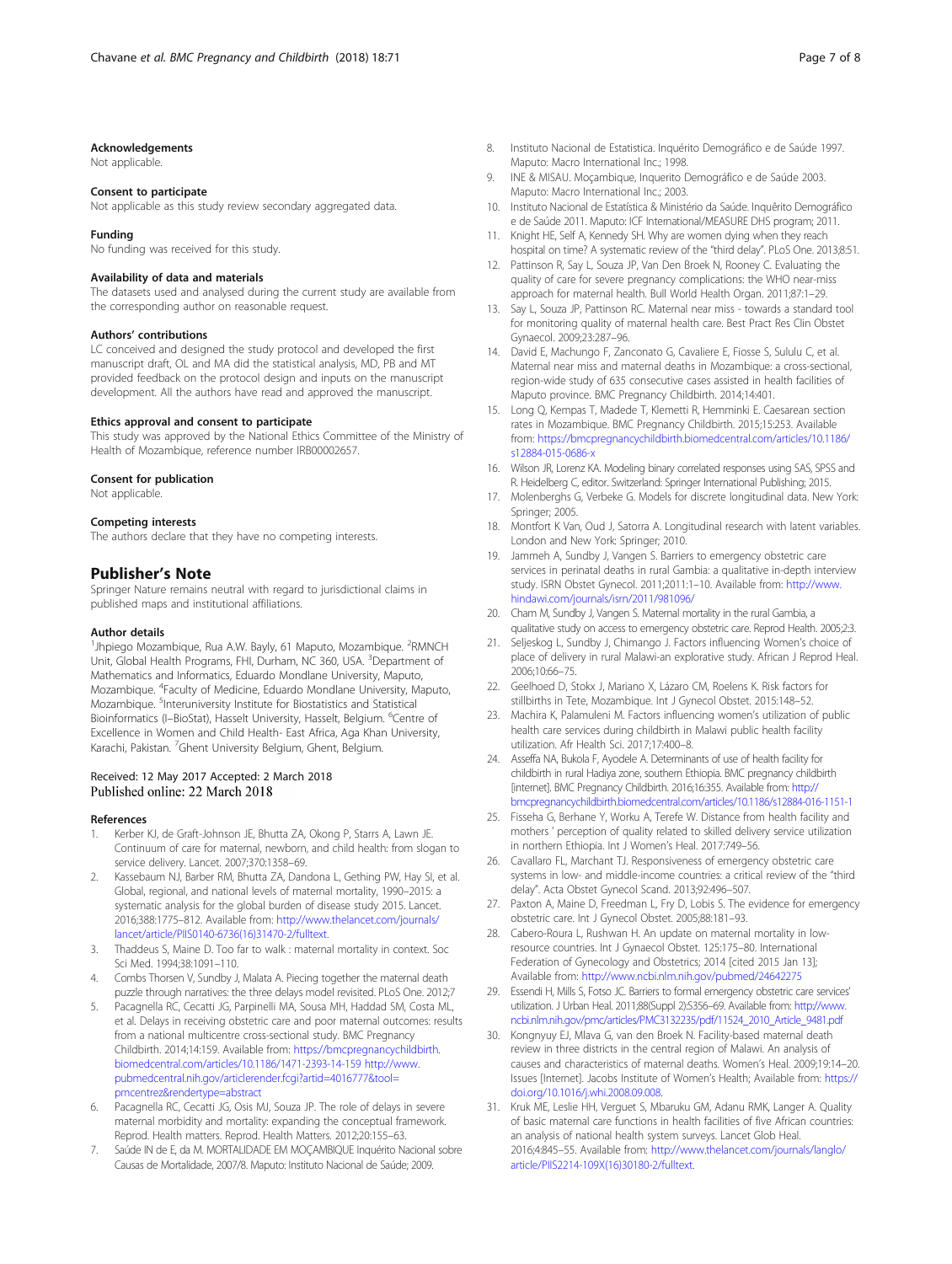### Acknowledgements

Not applicable.

### Consent to participate

Not applicable as this study review secondary aggregated data.

### Funding

No funding was received for this study.

### Availability of data and materials

The datasets used and analysed during the current study are available from the corresponding author on reasonable request.

### Authors' contributions

LC conceived and designed the study protocol and developed the first manuscript draft, OL and MA did the statistical analysis, MD, PB and MT provided feedback on the protocol design and inputs on the manuscript development. All the authors have read and approved the manuscript.

### Ethics approval and consent to participate

This study was approved by the National Ethics Committee of the Ministry of Health of Mozambique, reference number IRB00002657.

### Consent for publication

Not applicable.

### Competing interests

The authors declare that they have no competing interests.

## Publisher's Note

Springer Nature remains neutral with regard to jurisdictional claims in published maps and institutional affiliations.

### Author details

[1]Jhpiego Mozambique, Rua A.W. Bayly, 61 Maputo, Mozambique. [2]RMNCH Unit, Global Health Programs, FHI, Durham, NC 360, USA. [3]Department of Mathematics and Informatics, Eduardo Mondlane University, Maputo, Mozambique. [4]Faculty of Medicine, Eduardo Mondlane University, Maputo, Mozambique. [5]Interuniversity Institute for Biostatistics and Statistical Bioinformatics (I–BioStat), Hasselt University, Hasselt, Belgium. [6]Centre of Excellence in Women and Child Health- East Africa, Aga Khan University, Karachi, Pakistan. [7]Ghent University Belgium, Ghent, Belgium.

Received: 12 May 2017 Accepted: 2 March 2018
Published online: 22 March 2018

### References

1. Kerber KJ, de Graft-Johnson JE, Bhutta ZA, Okong P, Starrs A, Lawn JE. Continuum of care for maternal, newborn, and child health: from slogan to service delivery. Lancet. 2007;370:1358–69.
2. Kassebaum NJ, Barber RM, Bhutta ZA, Dandona L, Gething PW, Hay SI, et al. Global, regional, and national levels of maternal mortality, 1990–2015: a systematic analysis for the global burden of disease study 2015. Lancet. 2016;388:1775–812. Available from: http://www.thelancet.com/journals/lancet/article/PIIS0140-6736(16)31470-2/fulltext.
3. Thaddeus S, Maine D. Too far to walk : maternal mortality in context. Soc Sci Med. 1994;38:1091–110.
4. Combs Thorsen V, Sundby J, Malata A. Piecing together the maternal death puzzle through narratives: the three delays model revisited. PLoS One. 2012;7
5. Pacagnella RC, Cecatti JG, Parpinelli MA, Sousa MH, Haddad SM, Costa ML, et al. Delays in receiving obstetric care and poor maternal outcomes: results from a national multicentre cross-sectional study. BMC Pregnancy Childbirth. 2014;14:159. Available from: https://bmcpregnancychildbirth.biomedcentral.com/articles/10.1186/1471-2393-14-159 http://www.pubmedcentral.nih.gov/articlerender.fcgi?artid=4016777&tool=pmcentrez&rendertype=abstract
6. Pacagnella RC, Cecatti JG, Osis MJ, Souza JP. The role of delays in severe maternal morbidity and mortality: expanding the conceptual framework. Reprod. Health matters. Reprod. Health Matters. 2012;20:155–63.
7. Saúde IN de E, da M. MORTALIDADE EM MOÇAMBIQUE Inquérito Nacional sobre Causas de Mortalidade, 2007/8. Maputo: Instituto Nacional de Saúde; 2009.
8. Instituto Nacional de Estatistica. Inquérito Demográfico e de Saúde 1997. Maputo: Macro International Inc.; 1998.
9. INE & MISAU. Moçambique, Inquerito Demográfico e de Saúde 2003. Maputo: Macro International Inc.; 2003.
10. Instituto Nacional de Estatística & Ministério da Saúde. Inquêrito Demográfico e de Saúde 2011. Maputo: ICF International/MEASURE DHS program; 2011.
11. Knight HE, Self A, Kennedy SH. Why are women dying when they reach hospital on time? A systematic review of the "third delay". PLoS One. 2013;8:51.
12. Pattinson R, Say L, Souza JP, Van Den Broek N, Rooney C. Evaluating the quality of care for severe pregnancy complications: the WHO near-miss approach for maternal health. Bull World Health Organ. 2011;87:1–29.
13. Say L, Souza JP, Pattinson RC. Maternal near miss - towards a standard tool for monitoring quality of maternal health care. Best Pract Res Clin Obstet Gynaecol. 2009;23:287–96.
14. David E, Machungo F, Zanconato G, Cavaliere E, Fiosse S, Sululu C, et al. Maternal near miss and maternal deaths in Mozambique: a cross-sectional, region-wide study of 635 consecutive cases assisted in health facilities of Maputo province. BMC Pregnancy Childbirth. 2014;14:401.
15. Long Q, Kempas T, Madede T, Klemetti R, Hemminki E. Caesarean section rates in Mozambique. BMC Pregnancy Childbirth. 2015;15:253. Available from: https://bmcpregnancychildbirth.biomedcentral.com/articles/10.1186/s12884-015-0686-x
16. Wilson JR, Lorenz KA. Modeling binary correlated responses using SAS, SPSS and R. Heidelberg C, editor. Switzerland: Springer International Publishing; 2015.
17. Molenberghs G, Verbeke G. Models for discrete longitudinal data. New York: Springer; 2005.
18. Montfort K Van, Oud J, Satorra A. Longitudinal research with latent variables. London and New York: Springer; 2010.
19. Jammeh A, Sundby J, Vangen S. Barriers to emergency obstetric care services in perinatal deaths in rural Gambia: a qualitative in-depth interview study. ISRN Obstet Gynecol. 2011;2011:1–10. Available from: http://www.hindawi.com/journals/isrn/2011/981096/
20. Cham M, Sundby J, Vangen S. Maternal mortality in the rural Gambia, a qualitative study on access to emergency obstetric care. Reprod Health. 2005;2:3.
21. Seljeskog L, Sundby J, Chimango J. Factors influencing Women's choice of place of delivery in rural Malawi-an explorative study. African J Reprod Heal. 2006;10:66–75.
22. Geelhoed D, Stokx J, Mariano X, Lázaro CM, Roelens K. Risk factors for stillbirths in Tete, Mozambique. Int J Gynecol Obstet. 2015:148–52.
23. Machira K, Palamuleni M. Factors influencing women's utilization of public health care services during childbirth in Malawi public health facility utilization. Afr Health Sci. 2017;17:400–8.
24. Asseffa NA, Bukola F, Ayodele A. Determinants of use of health facility for childbirth in rural Hadiya zone, southern Ethiopia. BMC pregnancy childbirth [internet]. BMC Pregnancy Childbirth. 2016;16:355. Available from: http://bmcpregnancychildbirth.biomedcentral.com/articles/10.1186/s12884-016-1151-1
25. Fisseha G, Berhane Y, Worku A, Terefe W. Distance from health facility and mothers ' perception of quality related to skilled delivery service utilization in northern Ethiopia. Int J Women's Heal. 2017:749–56.
26. Cavallaro FL, Marchant TJ. Responsiveness of emergency obstetric care systems in low- and middle-income countries: a critical review of the "third delay". Acta Obstet Gynecol Scand. 2013;92:496–507.
27. Paxton A, Maine D, Freedman L, Fry D, Lobis S. The evidence for emergency obstetric care. Int J Gynecol Obstet. 2005;88:181–93.
28. Cabero-Roura L, Rushwan H. An update on maternal mortality in low-resource countries. Int J Gynaecol Obstet. 125:175–80. International Federation of Gynecology and Obstetrics; 2014 [cited 2015 Jan 13]; Available from: http://www.ncbi.nlm.nih.gov/pubmed/24642275
29. Essendi H, Mills S, Fotso JC. Barriers to formal emergency obstetric care services' utilization. J Urban Heal. 2011;88(Suppl 2):S356–69. Available from: http://www.ncbi.nlm.nih.gov/pmc/articles/PMC3132235/pdf/11524_2010_Article_9481.pdf
30. Kongnyuy EJ, Mlava G, van den Broek N. Facility-based maternal death review in three districts in the central region of Malawi. An analysis of causes and characteristics of maternal deaths. Women's Heal. 2009;19:14–20. Issues [Internet]. Jacobs Institute of Women's Health; Available from: https://doi.org/10.1016/j.whi.2008.09.008.
31. Kruk ME, Leslie HH, Verguet S, Mbaruku GM, Adanu RMK, Langer A. Quality of basic maternal care functions in health facilities of five African countries: an analysis of national health system surveys. Lancet Glob Heal. 2016;4:845–55. Available from: http://www.thelancet.com/journals/langlo/article/PIIS2214-109X(16)30180-2/fulltext.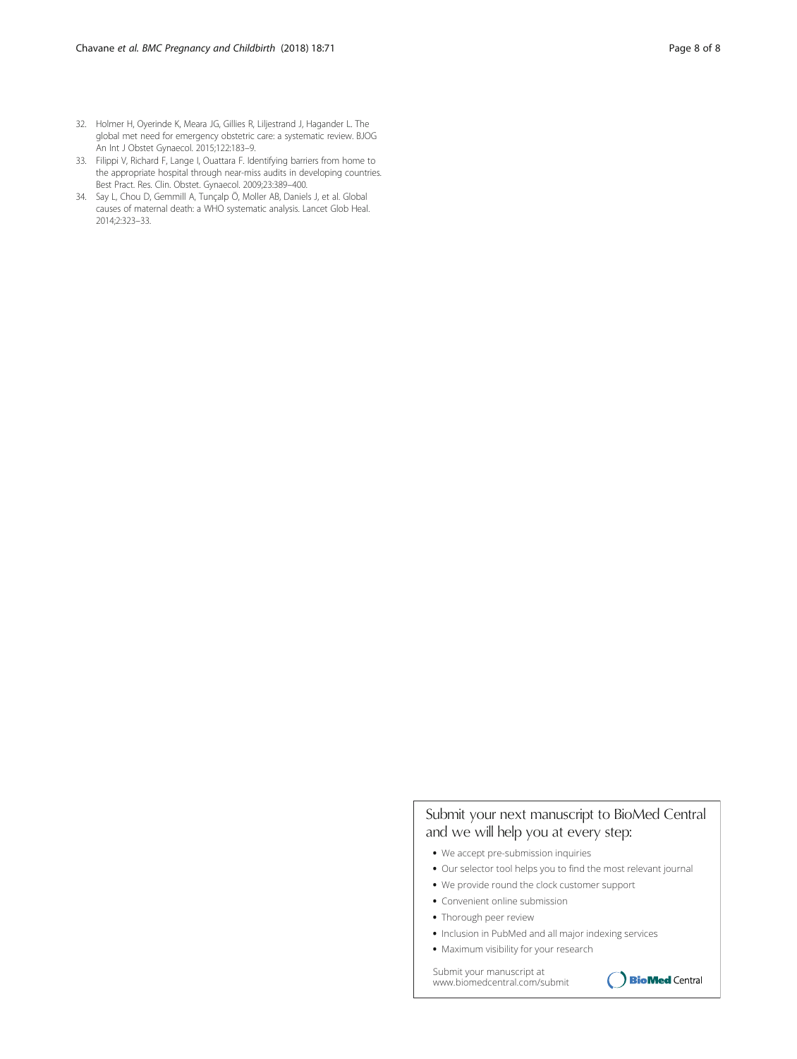32. Holmer H, Oyerinde K, Meara JG, Gillies R, Liljestrand J, Hagander L. The global met need for emergency obstetric care: a systematic review. BJOG An Int J Obstet Gynaecol. 2015;122:183–9.
33. Filippi V, Richard F, Lange I, Ouattara F. Identifying barriers from home to the appropriate hospital through near-miss audits in developing countries. Best Pract. Res. Clin. Obstet. Gynaecol. 2009;23:389–400.
34. Say L, Chou D, Gemmill A, Tunçalp Ö, Moller AB, Daniels J, et al. Global causes of maternal death: a WHO systematic analysis. Lancet Glob Heal. 2014;2:323–33.

Submit your next manuscript to BioMed Central and we will help you at every step:

- We accept pre-submission inquiries
- Our selector tool helps you to find the most relevant journal
- We provide round the clock customer support
- Convenient online submission
- Thorough peer review
- Inclusion in PubMed and all major indexing services
- Maximum visibility for your research

Submit your manuscript at
www.biomedcentral.com/submit

BioMed Central